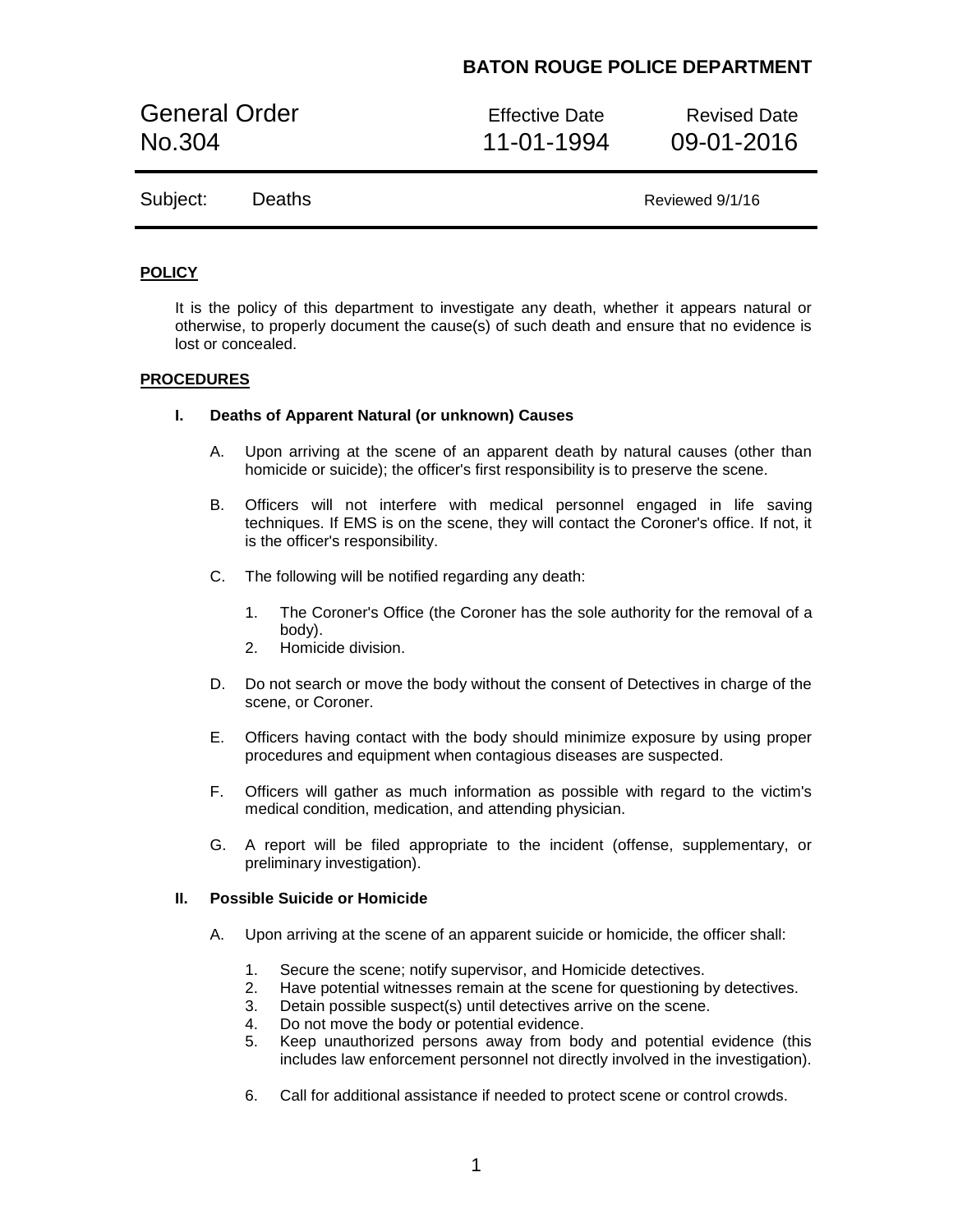**BATON ROUGE POLICE DEPARTMENT**

| General Order No.304 | Effective Date 11-01-1994 | Revised Date 09-01-2016 |
| --- | --- | --- |
| Subject: Deaths | | Reviewed 9/1/16 |

## POLICY

It is the policy of this department to investigate any death, whether it appears natural or otherwise, to properly document the cause(s) of such death and ensure that no evidence is lost or concealed.

## PROCEDURES

### I. Deaths of Apparent Natural (or unknown) Causes

A. Upon arriving at the scene of an apparent death by natural causes (other than homicide or suicide); the officer's first responsibility is to preserve the scene.

B. Officers will not interfere with medical personnel engaged in life saving techniques. If EMS is on the scene, they will contact the Coroner's office. If not, it is the officer's responsibility.

C. The following will be notified regarding any death:

1. The Coroner's Office (the Coroner has the sole authority for the removal of a body).
2. Homicide division.

D. Do not search or move the body without the consent of Detectives in charge of the scene, or Coroner.

E. Officers having contact with the body should minimize exposure by using proper procedures and equipment when contagious diseases are suspected.

F. Officers will gather as much information as possible with regard to the victim's medical condition, medication, and attending physician.

G. A report will be filed appropriate to the incident (offense, supplementary, or preliminary investigation).

### II. Possible Suicide or Homicide

A. Upon arriving at the scene of an apparent suicide or homicide, the officer shall:

1. Secure the scene; notify supervisor, and Homicide detectives.
2. Have potential witnesses remain at the scene for questioning by detectives.
3. Detain possible suspect(s) until detectives arrive on the scene.
4. Do not move the body or potential evidence.
5. Keep unauthorized persons away from body and potential evidence (this includes law enforcement personnel not directly involved in the investigation).
6. Call for additional assistance if needed to protect scene or control crowds.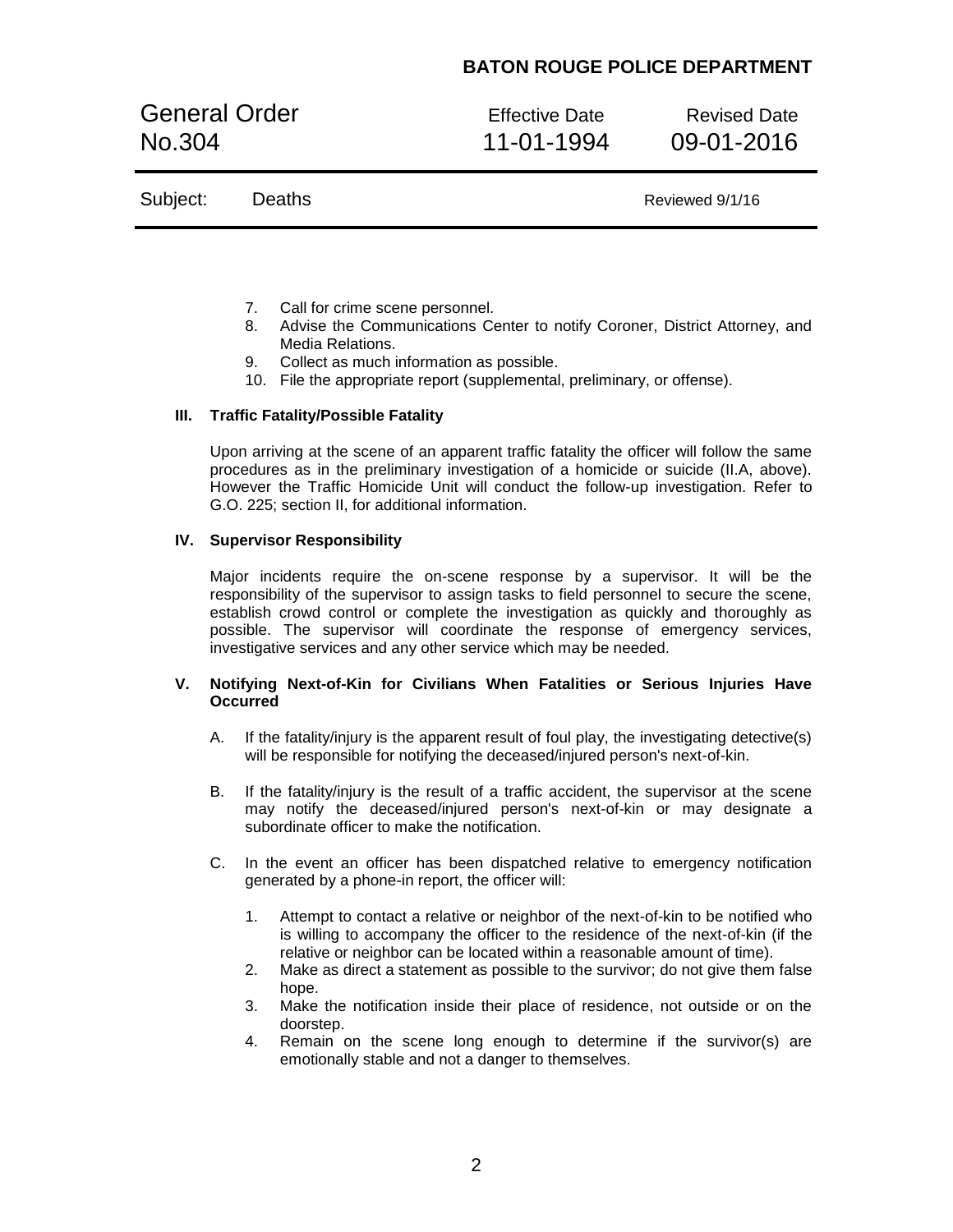7. Call for crime scene personnel.
8. Advise the Communications Center to notify Coroner, District Attorney, and Media Relations.
9. Collect as much information as possible.
10. File the appropriate report (supplemental, preliminary, or offense).

## III. Traffic Fatality/Possible Fatality

Upon arriving at the scene of an apparent traffic fatality the officer will follow the same procedures as in the preliminary investigation of a homicide or suicide (II.A, above). However the Traffic Homicide Unit will conduct the follow-up investigation. Refer to G.O. 225; section II, for additional information.

## IV. Supervisor Responsibility

Major incidents require the on-scene response by a supervisor. It will be the responsibility of the supervisor to assign tasks to field personnel to secure the scene, establish crowd control or complete the investigation as quickly and thoroughly as possible. The supervisor will coordinate the response of emergency services, investigative services and any other service which may be needed.

## V. Notifying Next-of-Kin for Civilians When Fatalities or Serious Injuries Have Occurred

A. If the fatality/injury is the apparent result of foul play, the investigating detective(s) will be responsible for notifying the deceased/injured person's next-of-kin.

B. If the fatality/injury is the result of a traffic accident, the supervisor at the scene may notify the deceased/injured person's next-of-kin or may designate a subordinate officer to make the notification.

C. In the event an officer has been dispatched relative to emergency notification generated by a phone-in report, the officer will:

1. Attempt to contact a relative or neighbor of the next-of-kin to be notified who is willing to accompany the officer to the residence of the next-of-kin (if the relative or neighbor can be located within a reasonable amount of time).
2. Make as direct a statement as possible to the survivor; do not give them false hope.
3. Make the notification inside their place of residence, not outside or on the doorstep.
4. Remain on the scene long enough to determine if the survivor(s) are emotionally stable and not a danger to themselves.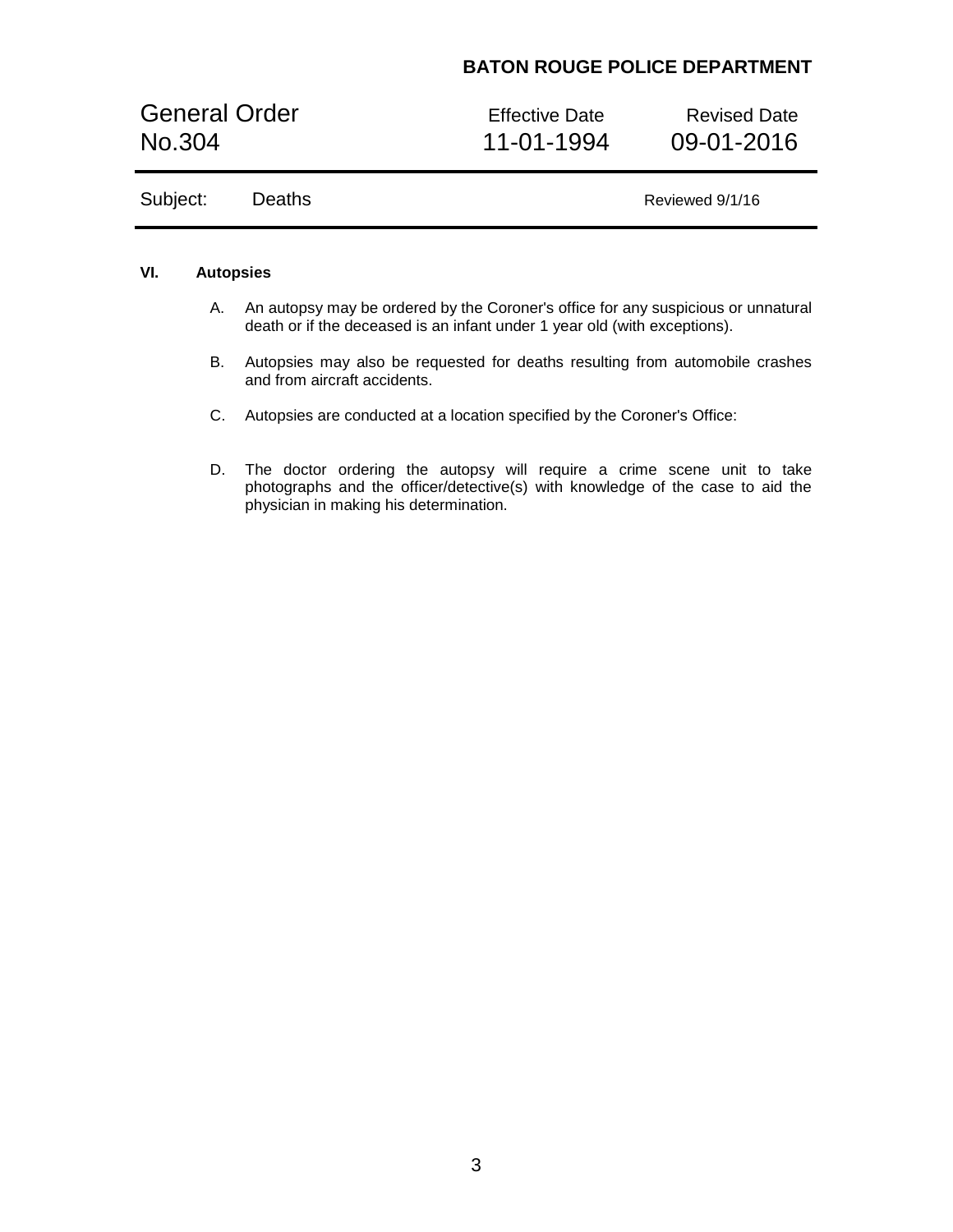## VI. Autopsies

A. An autopsy may be ordered by the Coroner's office for any suspicious or unnatural death or if the deceased is an infant under 1 year old (with exceptions).

B. Autopsies may also be requested for deaths resulting from automobile crashes and from aircraft accidents.

C. Autopsies are conducted at a location specified by the Coroner's Office:

D. The doctor ordering the autopsy will require a crime scene unit to take photographs and the officer/detective(s) with knowledge of the case to aid the physician in making his determination.